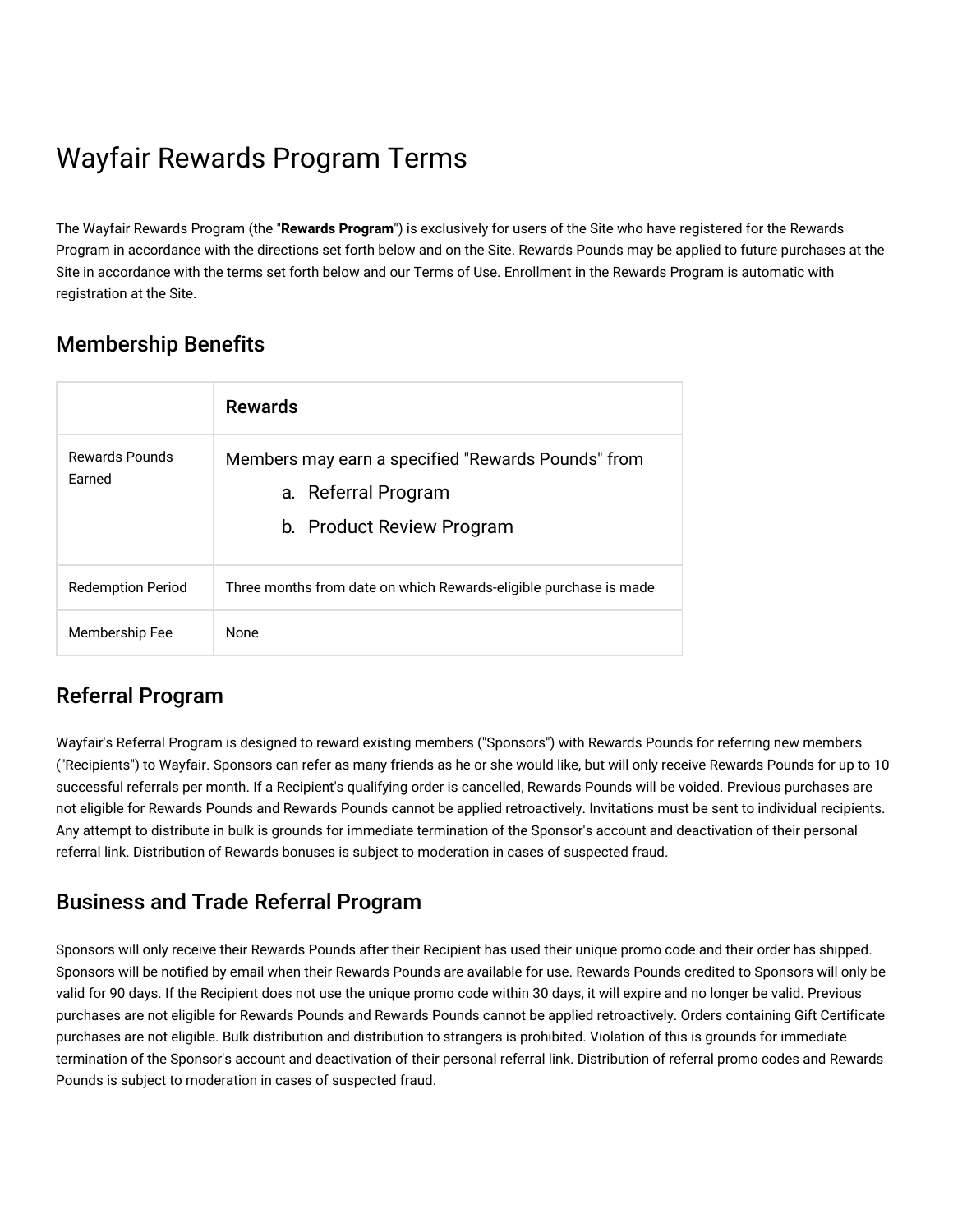# Wayfair Rewards Program Terms

The Wayfair Rewards Program (the "**Rewards Program**") is exclusively for users of the Site who have registered for the Rewards Program in accordance with the directions set forth below and on the Site. Rewards Pounds may be applied to future purchases at the Site in accordance with the terms set forth below and our Terms of Use. Enrollment in the Rewards Program is automatic with registration at the Site.

## Membership Benefits

| | Rewards |
|---|---|
| Rewards Pounds Earned | Members may earn a specified "Rewards Pounds" from<br>a. Referral Program<br>b. Product Review Program |
| Redemption Period | Three months from date on which Rewards-eligible purchase is made |
| Membership Fee | None |

## Referral Program

Wayfair's Referral Program is designed to reward existing members ("Sponsors") with Rewards Pounds for referring new members ("Recipients") to Wayfair. Sponsors can refer as many friends as he or she would like, but will only receive Rewards Pounds for up to 10 successful referrals per month. If a Recipient's qualifying order is cancelled, Rewards Pounds will be voided. Previous purchases are not eligible for Rewards Pounds and Rewards Pounds cannot be applied retroactively. Invitations must be sent to individual recipients. Any attempt to distribute in bulk is grounds for immediate termination of the Sponsor's account and deactivation of their personal referral link. Distribution of Rewards bonuses is subject to moderation in cases of suspected fraud.

## Business and Trade Referral Program

Sponsors will only receive their Rewards Pounds after their Recipient has used their unique promo code and their order has shipped. Sponsors will be notified by email when their Rewards Pounds are available for use. Rewards Pounds credited to Sponsors will only be valid for 90 days. If the Recipient does not use the unique promo code within 30 days, it will expire and no longer be valid. Previous purchases are not eligible for Rewards Pounds and Rewards Pounds cannot be applied retroactively. Orders containing Gift Certificate purchases are not eligible. Bulk distribution and distribution to strangers is prohibited. Violation of this is grounds for immediate termination of the Sponsor's account and deactivation of their personal referral link. Distribution of referral promo codes and Rewards Pounds is subject to moderation in cases of suspected fraud.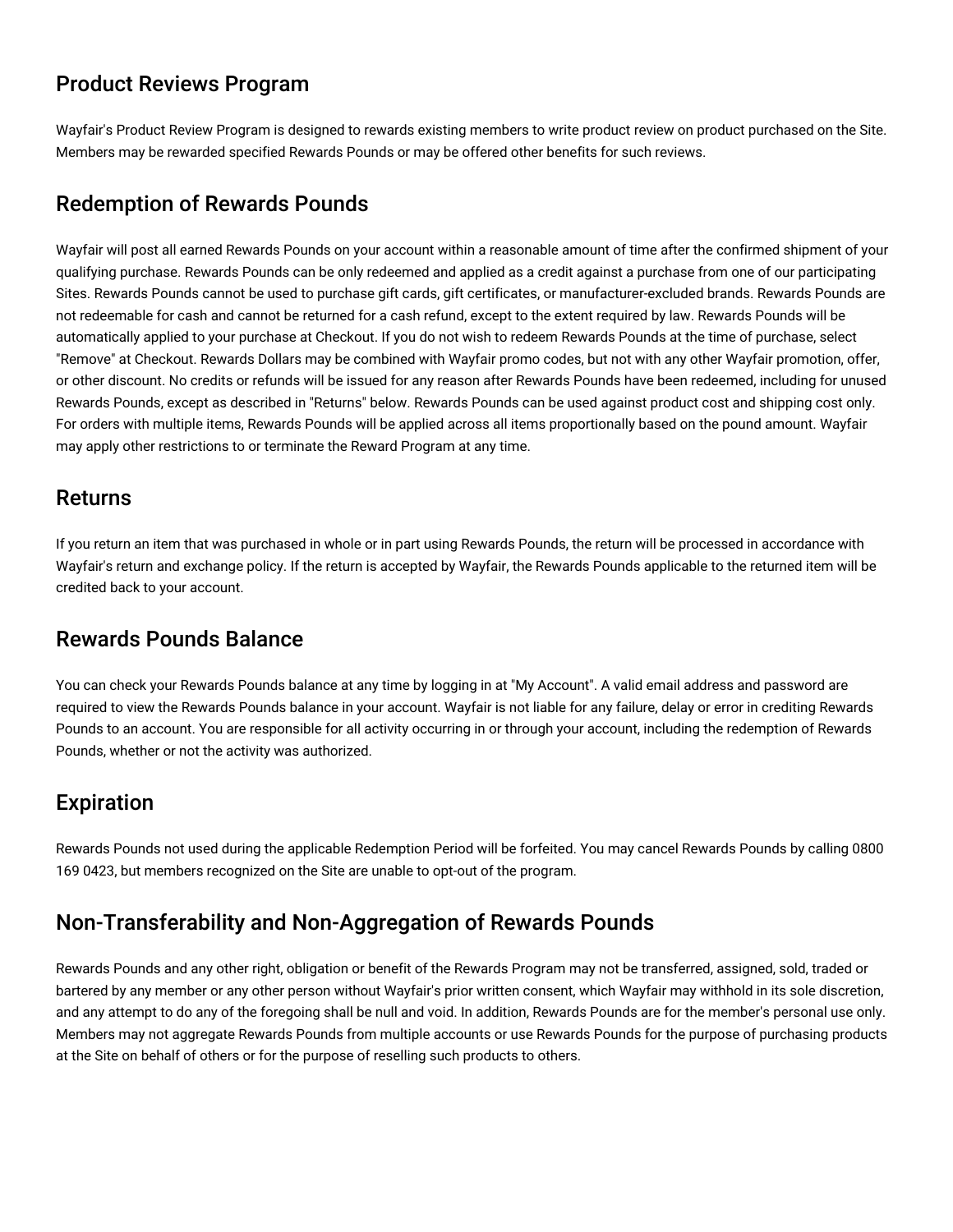## Product Reviews Program

Wayfair's Product Review Program is designed to rewards existing members to write product review on product purchased on the Site. Members may be rewarded specified Rewards Pounds or may be offered other benefits for such reviews.

## Redemption of Rewards Pounds

Wayfair will post all earned Rewards Pounds on your account within a reasonable amount of time after the confirmed shipment of your qualifying purchase. Rewards Pounds can be only redeemed and applied as a credit against a purchase from one of our participating Sites. Rewards Pounds cannot be used to purchase gift cards, gift certificates, or manufacturer-excluded brands. Rewards Pounds are not redeemable for cash and cannot be returned for a cash refund, except to the extent required by law. Rewards Pounds will be automatically applied to your purchase at Checkout. If you do not wish to redeem Rewards Pounds at the time of purchase, select "Remove" at Checkout. Rewards Dollars may be combined with Wayfair promo codes, but not with any other Wayfair promotion, offer, or other discount. No credits or refunds will be issued for any reason after Rewards Pounds have been redeemed, including for unused Rewards Pounds, except as described in "Returns" below. Rewards Pounds can be used against product cost and shipping cost only. For orders with multiple items, Rewards Pounds will be applied across all items proportionally based on the pound amount. Wayfair may apply other restrictions to or terminate the Reward Program at any time.

## Returns

If you return an item that was purchased in whole or in part using Rewards Pounds, the return will be processed in accordance with Wayfair's return and exchange policy. If the return is accepted by Wayfair, the Rewards Pounds applicable to the returned item will be credited back to your account.

## Rewards Pounds Balance

You can check your Rewards Pounds balance at any time by logging in at "My Account". A valid email address and password are required to view the Rewards Pounds balance in your account. Wayfair is not liable for any failure, delay or error in crediting Rewards Pounds to an account. You are responsible for all activity occurring in or through your account, including the redemption of Rewards Pounds, whether or not the activity was authorized.

## Expiration

Rewards Pounds not used during the applicable Redemption Period will be forfeited. You may cancel Rewards Pounds by calling 0800 169 0423, but members recognized on the Site are unable to opt-out of the program.

## Non-Transferability and Non-Aggregation of Rewards Pounds

Rewards Pounds and any other right, obligation or benefit of the Rewards Program may not be transferred, assigned, sold, traded or bartered by any member or any other person without Wayfair's prior written consent, which Wayfair may withhold in its sole discretion, and any attempt to do any of the foregoing shall be null and void. In addition, Rewards Pounds are for the member's personal use only. Members may not aggregate Rewards Pounds from multiple accounts or use Rewards Pounds for the purpose of purchasing products at the Site on behalf of others or for the purpose of reselling such products to others.